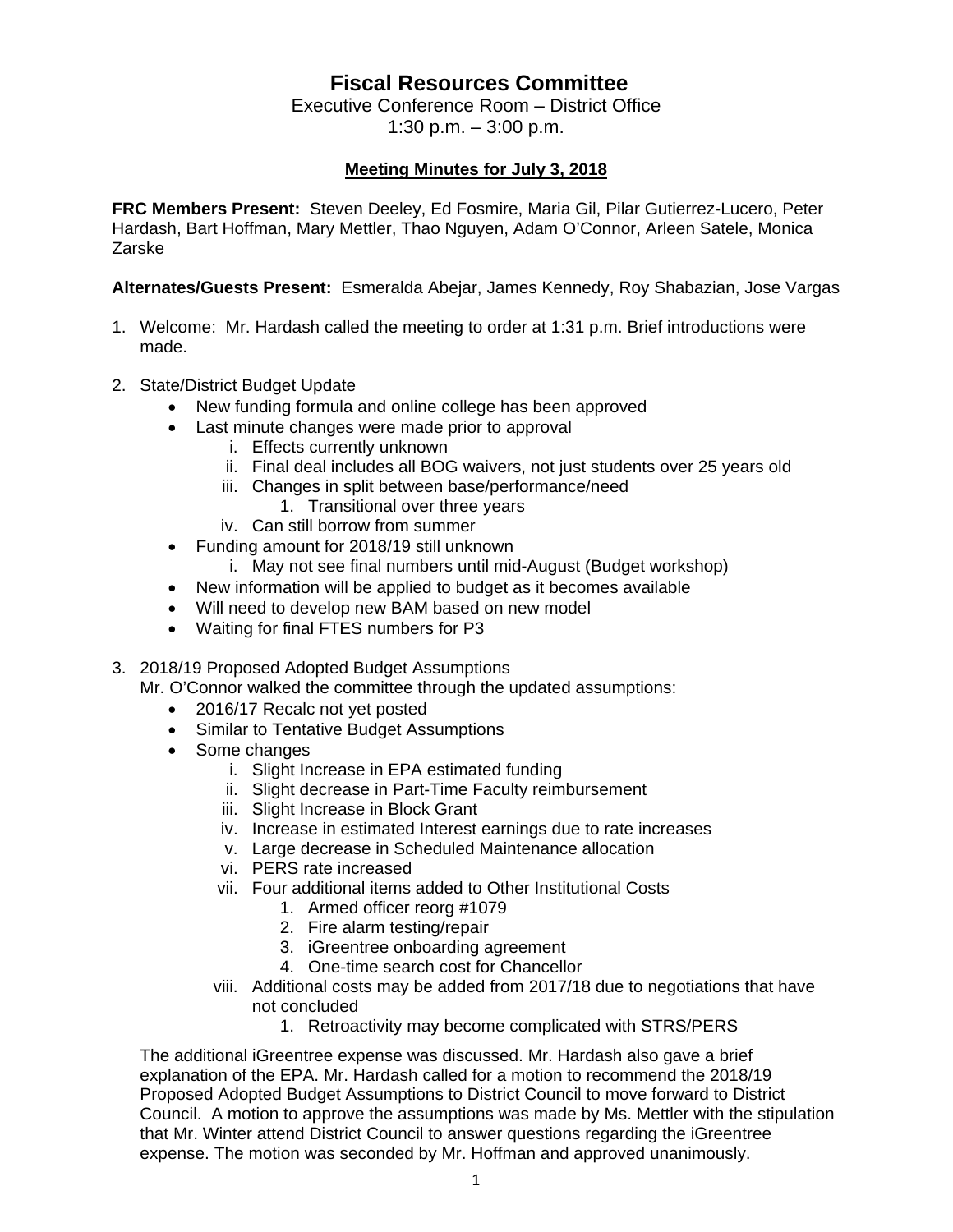# Fiscal Resources Committee

Executive Conference Room – District Office
1:30 p.m. – 3:00 p.m.

**Meeting Minutes for July 3, 2018**

**FRC Members Present:** Steven Deeley, Ed Fosmire, Maria Gil, Pilar Gutierrez-Lucero, Peter Hardash, Bart Hoffman, Mary Mettler, Thao Nguyen, Adam O'Connor, Arleen Satele, Monica Zarske

**Alternates/Guests Present:** Esmeralda Abejar, James Kennedy, Roy Shabazian, Jose Vargas

1. Welcome: Mr. Hardash called the meeting to order at 1:31 p.m. Brief introductions were made.

2. State/District Budget Update
   - New funding formula and online college has been approved
   - Last minute changes were made prior to approval
     - i. Effects currently unknown
     - ii. Final deal includes all BOG waivers, not just students over 25 years old
     - iii. Changes in split between base/performance/need
       1. Transitional over three years
     - iv. Can still borrow from summer
   - Funding amount for 2018/19 still unknown
     - i. May not see final numbers until mid-August (Budget workshop)
   - New information will be applied to budget as it becomes available
   - Will need to develop new BAM based on new model
   - Waiting for final FTES numbers for P3

3. 2018/19 Proposed Adopted Budget Assumptions
   Mr. O'Connor walked the committee through the updated assumptions:
   - 2016/17 Recalc not yet posted
   - Similar to Tentative Budget Assumptions
   - Some changes
     - i. Slight Increase in EPA estimated funding
     - ii. Slight decrease in Part-Time Faculty reimbursement
     - iii. Slight Increase in Block Grant
     - iv. Increase in estimated Interest earnings due to rate increases
     - v. Large decrease in Scheduled Maintenance allocation
     - vi. PERS rate increased
     - vii. Four additional items added to Other Institutional Costs
       1. Armed officer reorg #1079
       2. Fire alarm testing/repair
       3. iGreentree onboarding agreement
       4. One-time search cost for Chancellor
     - viii. Additional costs may be added from 2017/18 due to negotiations that have not concluded
       1. Retroactivity may become complicated with STRS/PERS

   The additional iGreentree expense was discussed. Mr. Hardash also gave a brief explanation of the EPA. Mr. Hardash called for a motion to recommend the 2018/19 Proposed Adopted Budget Assumptions to District Council to move forward to District Council. A motion to approve the assumptions was made by Ms. Mettler with the stipulation that Mr. Winter attend District Council to answer questions regarding the iGreentree expense. The motion was seconded by Mr. Hoffman and approved unanimously.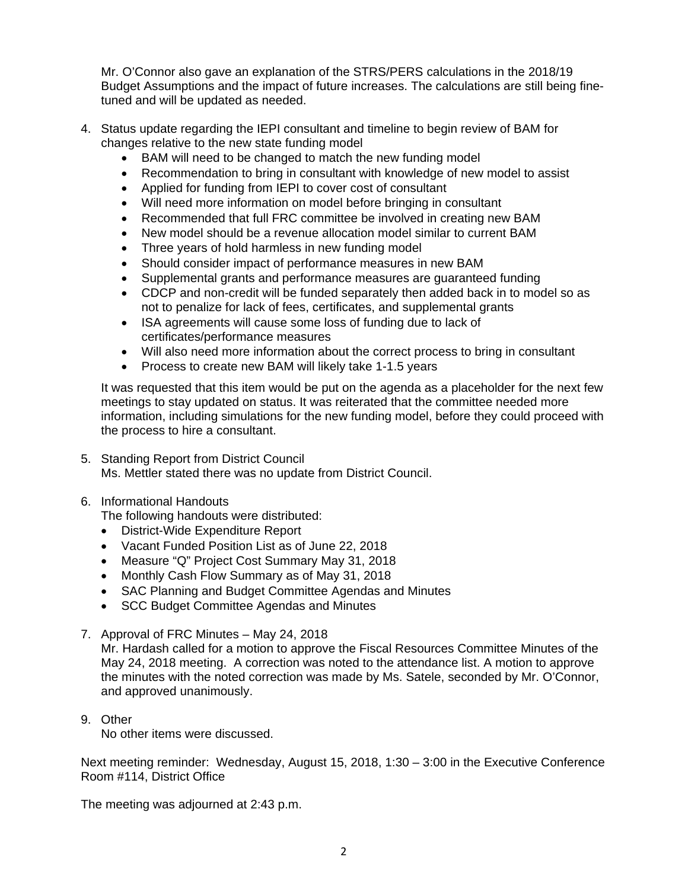Mr. O'Connor also gave an explanation of the STRS/PERS calculations in the 2018/19 Budget Assumptions and the impact of future increases. The calculations are still being fine-tuned and will be updated as needed.

4. Status update regarding the IEPI consultant and timeline to begin review of BAM for changes relative to the new state funding model
   - BAM will need to be changed to match the new funding model
   - Recommendation to bring in consultant with knowledge of new model to assist
   - Applied for funding from IEPI to cover cost of consultant
   - Will need more information on model before bringing in consultant
   - Recommended that full FRC committee be involved in creating new BAM
   - New model should be a revenue allocation model similar to current BAM
   - Three years of hold harmless in new funding model
   - Should consider impact of performance measures in new BAM
   - Supplemental grants and performance measures are guaranteed funding
   - CDCP and non-credit will be funded separately then added back in to model so as not to penalize for lack of fees, certificates, and supplemental grants
   - ISA agreements will cause some loss of funding due to lack of certificates/performance measures
   - Will also need more information about the correct process to bring in consultant
   - Process to create new BAM will likely take 1-1.5 years

   It was requested that this item would be put on the agenda as a placeholder for the next few meetings to stay updated on status. It was reiterated that the committee needed more information, including simulations for the new funding model, before they could proceed with the process to hire a consultant.

5. Standing Report from District Council
   Ms. Mettler stated there was no update from District Council.

6. Informational Handouts
   The following handouts were distributed:
   - District-Wide Expenditure Report
   - Vacant Funded Position List as of June 22, 2018
   - Measure "Q" Project Cost Summary May 31, 2018
   - Monthly Cash Flow Summary as of May 31, 2018
   - SAC Planning and Budget Committee Agendas and Minutes
   - SCC Budget Committee Agendas and Minutes

7. Approval of FRC Minutes – May 24, 2018
   Mr. Hardash called for a motion to approve the Fiscal Resources Committee Minutes of the May 24, 2018 meeting. A correction was noted to the attendance list. A motion to approve the minutes with the noted correction was made by Ms. Satele, seconded by Mr. O'Connor, and approved unanimously.

9. Other
   No other items were discussed.

Next meeting reminder: Wednesday, August 15, 2018, 1:30 – 3:00 in the Executive Conference Room #114, District Office

The meeting was adjourned at 2:43 p.m.